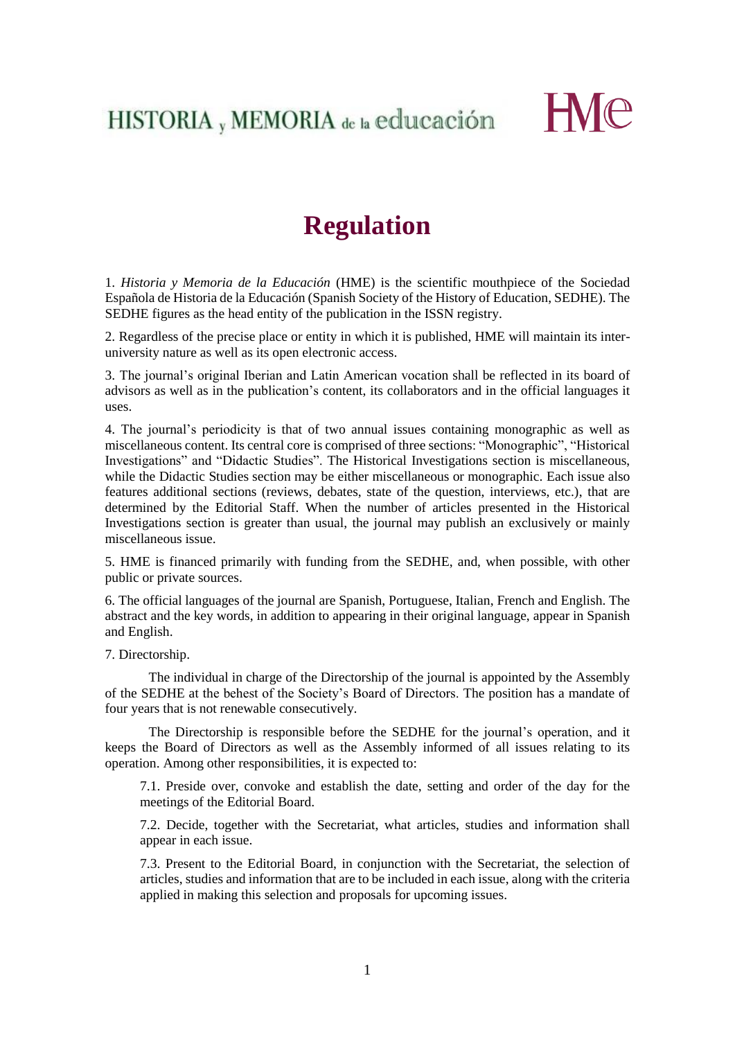HISTORIA y MEMORIA de la educación

# Regulation

1. *Historia y Memoria de la Educación* (HME) is the scientific mouthpiece of the Sociedad Española de Historia de la Educación (Spanish Society of the History of Education, SEDHE). The SEDHE figures as the head entity of the publication in the ISSN registry.

2. Regardless of the precise place or entity in which it is published, HME will maintain its inter-university nature as well as its open electronic access.

3. The journal's original Iberian and Latin American vocation shall be reflected in its board of advisors as well as in the publication's content, its collaborators and in the official languages it uses.

4. The journal's periodicity is that of two annual issues containing monographic as well as miscellaneous content. Its central core is comprised of three sections: "Monographic", "Historical Investigations" and "Didactic Studies". The Historical Investigations section is miscellaneous, while the Didactic Studies section may be either miscellaneous or monographic. Each issue also features additional sections (reviews, debates, state of the question, interviews, etc.), that are determined by the Editorial Staff. When the number of articles presented in the Historical Investigations section is greater than usual, the journal may publish an exclusively or mainly miscellaneous issue.

5. HME is financed primarily with funding from the SEDHE, and, when possible, with other public or private sources.

6. The official languages of the journal are Spanish, Portuguese, Italian, French and English. The abstract and the key words, in addition to appearing in their original language, appear in Spanish and English.

7. Directorship.

The individual in charge of the Directorship of the journal is appointed by the Assembly of the SEDHE at the behest of the Society's Board of Directors. The position has a mandate of four years that is not renewable consecutively.

The Directorship is responsible before the SEDHE for the journal's operation, and it keeps the Board of Directors as well as the Assembly informed of all issues relating to its operation. Among other responsibilities, it is expected to:

7.1. Preside over, convoke and establish the date, setting and order of the day for the meetings of the Editorial Board.

7.2. Decide, together with the Secretariat, what articles, studies and information shall appear in each issue.

7.3. Present to the Editorial Board, in conjunction with the Secretariat, the selection of articles, studies and information that are to be included in each issue, along with the criteria applied in making this selection and proposals for upcoming issues.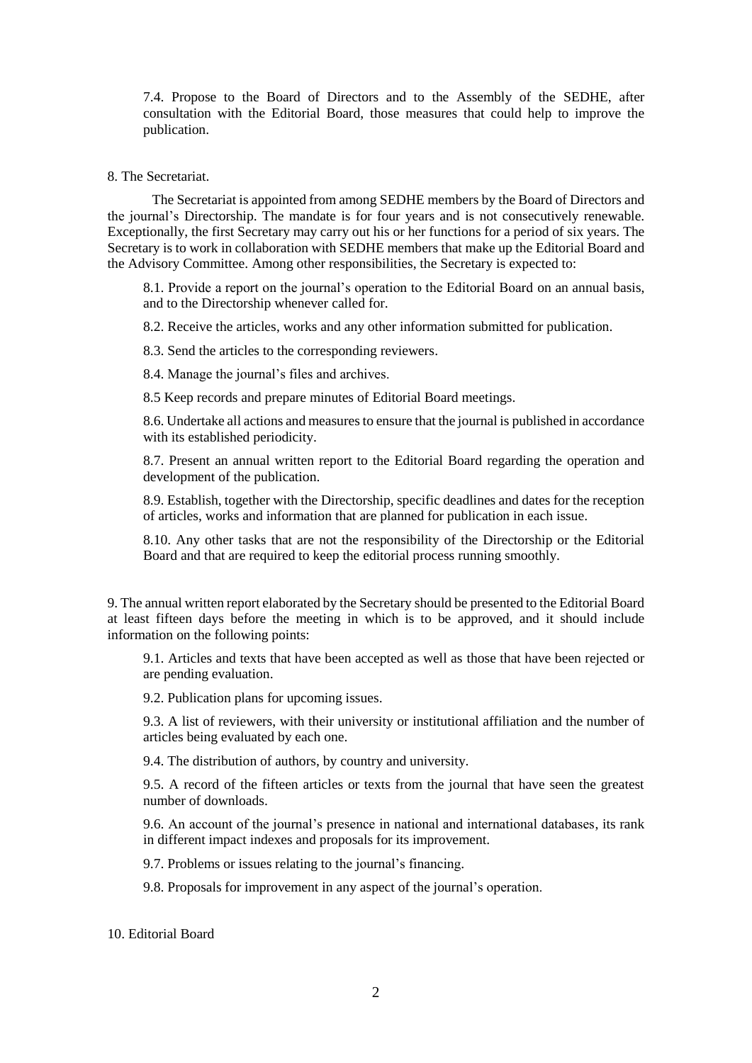7.4. Propose to the Board of Directors and to the Assembly of the SEDHE, after consultation with the Editorial Board, those measures that could help to improve the publication.

8. The Secretariat.

The Secretariat is appointed from among SEDHE members by the Board of Directors and the journal's Directorship. The mandate is for four years and is not consecutively renewable. Exceptionally, the first Secretary may carry out his or her functions for a period of six years. The Secretary is to work in collaboration with SEDHE members that make up the Editorial Board and the Advisory Committee. Among other responsibilities, the Secretary is expected to:

8.1. Provide a report on the journal's operation to the Editorial Board on an annual basis, and to the Directorship whenever called for.

8.2. Receive the articles, works and any other information submitted for publication.

8.3. Send the articles to the corresponding reviewers.

8.4. Manage the journal's files and archives.

8.5 Keep records and prepare minutes of Editorial Board meetings.

8.6. Undertake all actions and measures to ensure that the journal is published in accordance with its established periodicity.

8.7. Present an annual written report to the Editorial Board regarding the operation and development of the publication.

8.9. Establish, together with the Directorship, specific deadlines and dates for the reception of articles, works and information that are planned for publication in each issue.

8.10. Any other tasks that are not the responsibility of the Directorship or the Editorial Board and that are required to keep the editorial process running smoothly.

9. The annual written report elaborated by the Secretary should be presented to the Editorial Board at least fifteen days before the meeting in which is to be approved, and it should include information on the following points:

9.1. Articles and texts that have been accepted as well as those that have been rejected or are pending evaluation.

9.2. Publication plans for upcoming issues.

9.3. A list of reviewers, with their university or institutional affiliation and the number of articles being evaluated by each one.

9.4. The distribution of authors, by country and university.

9.5. A record of the fifteen articles or texts from the journal that have seen the greatest number of downloads.

9.6. An account of the journal's presence in national and international databases, its rank in different impact indexes and proposals for its improvement.

9.7. Problems or issues relating to the journal's financing.

9.8. Proposals for improvement in any aspect of the journal's operation.

10. Editorial Board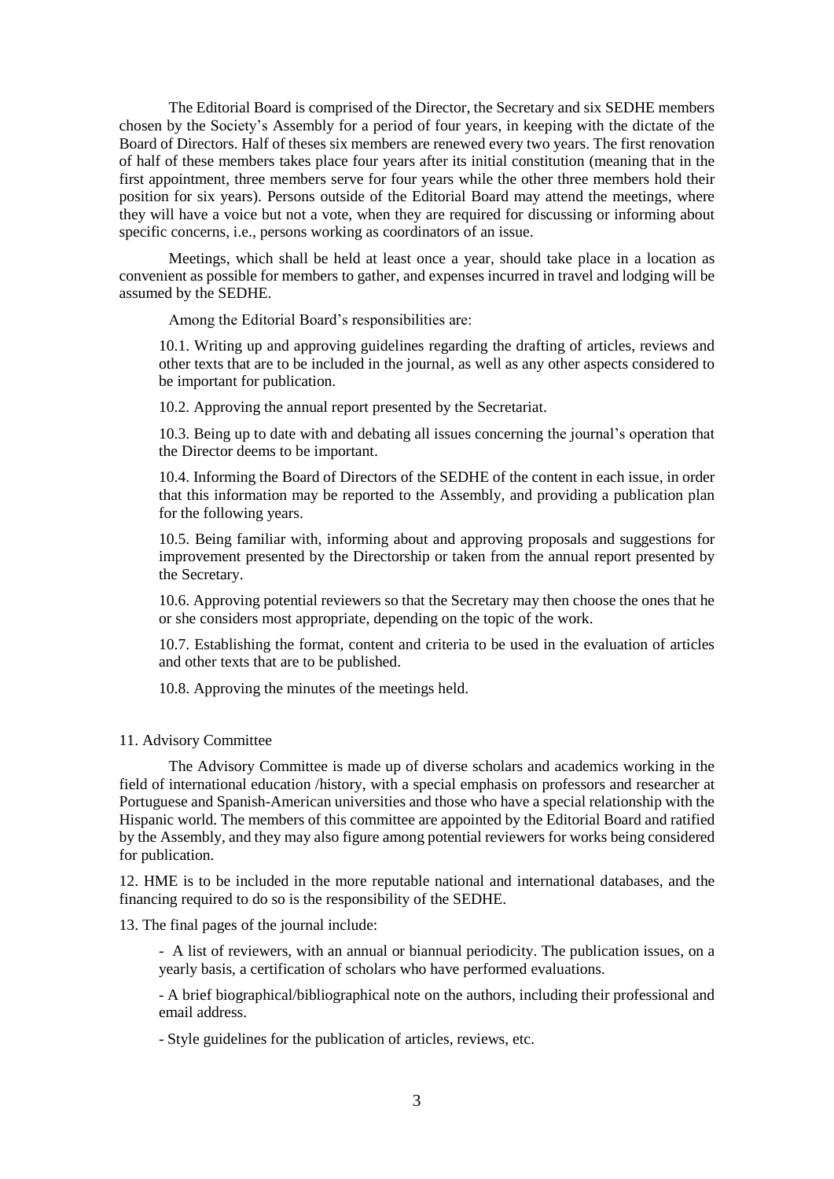The Editorial Board is comprised of the Director, the Secretary and six SEDHE members chosen by the Society's Assembly for a period of four years, in keeping with the dictate of the Board of Directors. Half of theses six members are renewed every two years. The first renovation of half of these members takes place four years after its initial constitution (meaning that in the first appointment, three members serve for four years while the other three members hold their position for six years). Persons outside of the Editorial Board may attend the meetings, where they will have a voice but not a vote, when they are required for discussing or informing about specific concerns, i.e., persons working as coordinators of an issue.

Meetings, which shall be held at least once a year, should take place in a location as convenient as possible for members to gather, and expenses incurred in travel and lodging will be assumed by the SEDHE.

Among the Editorial Board's responsibilities are:

10.1. Writing up and approving guidelines regarding the drafting of articles, reviews and other texts that are to be included in the journal, as well as any other aspects considered to be important for publication.

10.2. Approving the annual report presented by the Secretariat.

10.3. Being up to date with and debating all issues concerning the journal's operation that the Director deems to be important.

10.4. Informing the Board of Directors of the SEDHE of the content in each issue, in order that this information may be reported to the Assembly, and providing a publication plan for the following years.

10.5. Being familiar with, informing about and approving proposals and suggestions for improvement presented by the Directorship or taken from the annual report presented by the Secretary.

10.6. Approving potential reviewers so that the Secretary may then choose the ones that he or she considers most appropriate, depending on the topic of the work.

10.7. Establishing the format, content and criteria to be used in the evaluation of articles and other texts that are to be published.

10.8. Approving the minutes of the meetings held.

11. Advisory Committee

The Advisory Committee is made up of diverse scholars and academics working in the field of international education /history, with a special emphasis on professors and researcher at Portuguese and Spanish-American universities and those who have a special relationship with the Hispanic world. The members of this committee are appointed by the Editorial Board and ratified by the Assembly, and they may also figure among potential reviewers for works being considered for publication.

12. HME is to be included in the more reputable national and international databases, and the financing required to do so is the responsibility of the SEDHE.

13. The final pages of the journal include:

- A list of reviewers, with an annual or biannual periodicity. The publication issues, on a yearly basis, a certification of scholars who have performed evaluations.
- A brief biographical/bibliographical note on the authors, including their professional and email address.
- Style guidelines for the publication of articles, reviews, etc.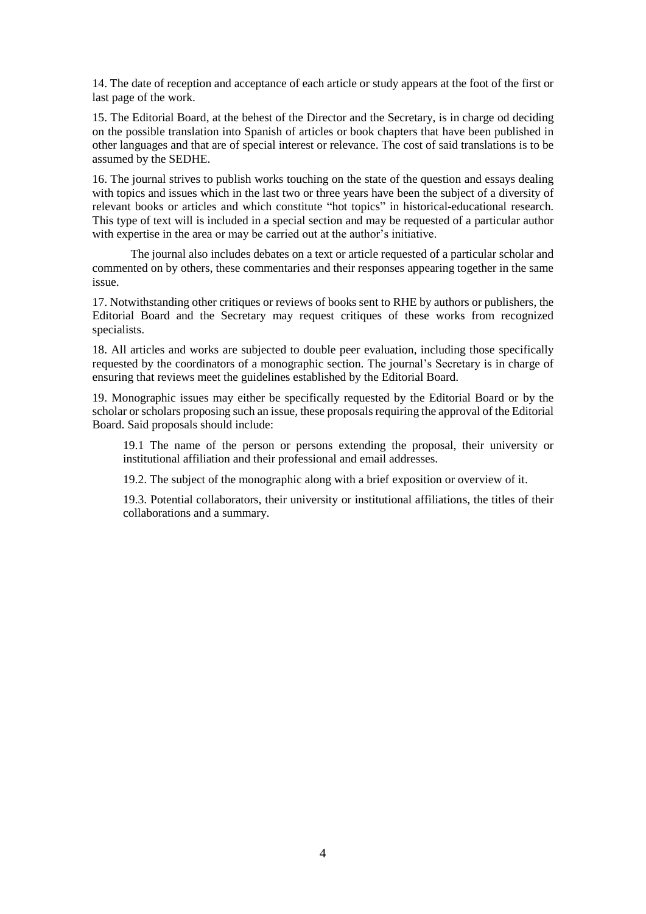14. The date of reception and acceptance of each article or study appears at the foot of the first or last page of the work.

15. The Editorial Board, at the behest of the Director and the Secretary, is in charge od deciding on the possible translation into Spanish of articles or book chapters that have been published in other languages and that are of special interest or relevance. The cost of said translations is to be assumed by the SEDHE.

16. The journal strives to publish works touching on the state of the question and essays dealing with topics and issues which in the last two or three years have been the subject of a diversity of relevant books or articles and which constitute "hot topics" in historical-educational research. This type of text will is included in a special section and may be requested of a particular author with expertise in the area or may be carried out at the author's initiative.

The journal also includes debates on a text or article requested of a particular scholar and commented on by others, these commentaries and their responses appearing together in the same issue.

17. Notwithstanding other critiques or reviews of books sent to RHE by authors or publishers, the Editorial Board and the Secretary may request critiques of these works from recognized specialists.

18. All articles and works are subjected to double peer evaluation, including those specifically requested by the coordinators of a monographic section. The journal's Secretary is in charge of ensuring that reviews meet the guidelines established by the Editorial Board.

19. Monographic issues may either be specifically requested by the Editorial Board or by the scholar or scholars proposing such an issue, these proposals requiring the approval of the Editorial Board. Said proposals should include:

19.1 The name of the person or persons extending the proposal, their university or institutional affiliation and their professional and email addresses.

19.2. The subject of the monographic along with a brief exposition or overview of it.

19.3. Potential collaborators, their university or institutional affiliations, the titles of their collaborations and a summary.